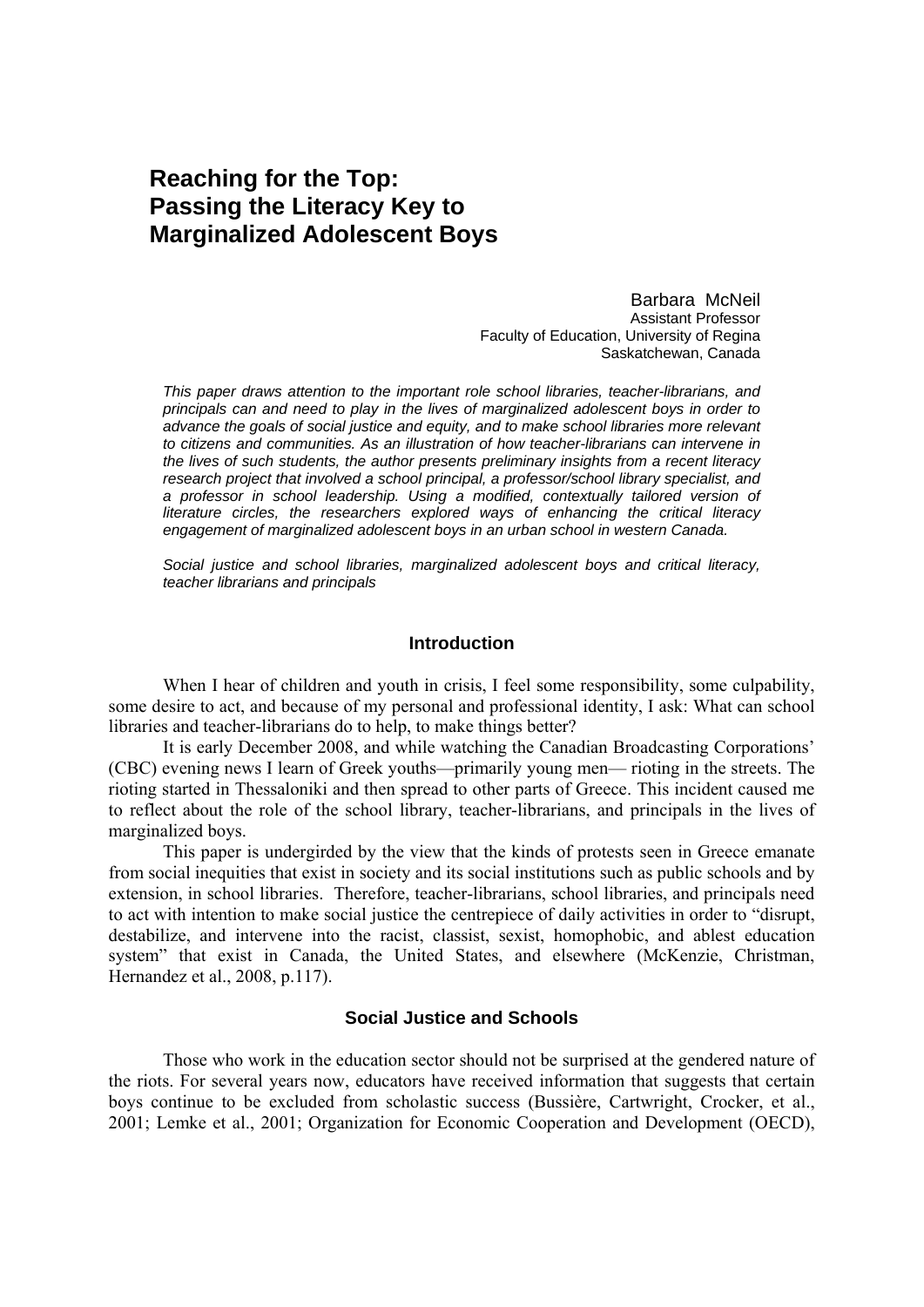# Reaching for the Top: Passing the Literacy Key to Marginalized Adolescent Boys

Barbara McNeil
Assistant Professor
Faculty of Education, University of Regina
Saskatchewan, Canada

*This paper draws attention to the important role school libraries, teacher-librarians, and principals can and need to play in the lives of marginalized adolescent boys in order to advance the goals of social justice and equity, and to make school libraries more relevant to citizens and communities. As an illustration of how teacher-librarians can intervene in the lives of such students, the author presents preliminary insights from a recent literacy research project that involved a school principal, a professor/school library specialist, and a professor in school leadership. Using a modified, contextually tailored version of literature circles, the researchers explored ways of enhancing the critical literacy engagement of marginalized adolescent boys in an urban school in western Canada.*

*Social justice and school libraries, marginalized adolescent boys and critical literacy, teacher librarians and principals*

## Introduction

When I hear of children and youth in crisis, I feel some responsibility, some culpability, some desire to act, and because of my personal and professional identity, I ask: What can school libraries and teacher-librarians do to help, to make things better?

It is early December 2008, and while watching the Canadian Broadcasting Corporations' (CBC) evening news I learn of Greek youths—primarily young men— rioting in the streets. The rioting started in Thessaloniki and then spread to other parts of Greece. This incident caused me to reflect about the role of the school library, teacher-librarians, and principals in the lives of marginalized boys.

This paper is undergirded by the view that the kinds of protests seen in Greece emanate from social inequities that exist in society and its social institutions such as public schools and by extension, in school libraries. Therefore, teacher-librarians, school libraries, and principals need to act with intention to make social justice the centrepiece of daily activities in order to "disrupt, destabilize, and intervene into the racist, classist, sexist, homophobic, and ablest education system" that exist in Canada, the United States, and elsewhere (McKenzie, Christman, Hernandez et al., 2008, p.117).

## Social Justice and Schools

Those who work in the education sector should not be surprised at the gendered nature of the riots. For several years now, educators have received information that suggests that certain boys continue to be excluded from scholastic success (Bussière, Cartwright, Crocker, et al., 2001; Lemke et al., 2001; Organization for Economic Cooperation and Development (OECD),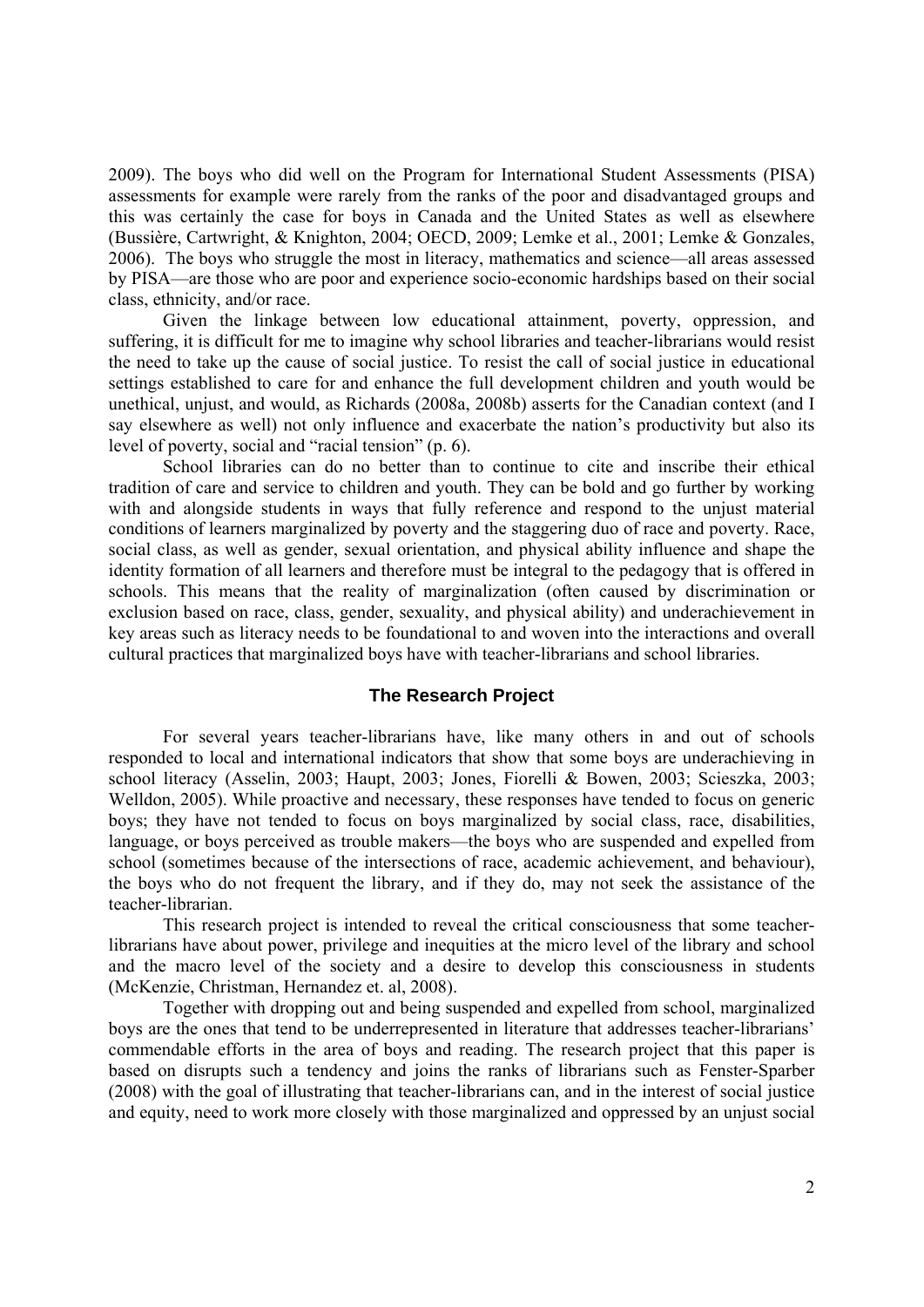2009). The boys who did well on the Program for International Student Assessments (PISA) assessments for example were rarely from the ranks of the poor and disadvantaged groups and this was certainly the case for boys in Canada and the United States as well as elsewhere (Bussière, Cartwright, & Knighton, 2004; OECD, 2009; Lemke et al., 2001; Lemke & Gonzales, 2006). The boys who struggle the most in literacy, mathematics and science—all areas assessed by PISA—are those who are poor and experience socio-economic hardships based on their social class, ethnicity, and/or race.

Given the linkage between low educational attainment, poverty, oppression, and suffering, it is difficult for me to imagine why school libraries and teacher-librarians would resist the need to take up the cause of social justice. To resist the call of social justice in educational settings established to care for and enhance the full development children and youth would be unethical, unjust, and would, as Richards (2008a, 2008b) asserts for the Canadian context (and I say elsewhere as well) not only influence and exacerbate the nation's productivity but also its level of poverty, social and "racial tension" (p. 6).

School libraries can do no better than to continue to cite and inscribe their ethical tradition of care and service to children and youth. They can be bold and go further by working with and alongside students in ways that fully reference and respond to the unjust material conditions of learners marginalized by poverty and the staggering duo of race and poverty. Race, social class, as well as gender, sexual orientation, and physical ability influence and shape the identity formation of all learners and therefore must be integral to the pedagogy that is offered in schools. This means that the reality of marginalization (often caused by discrimination or exclusion based on race, class, gender, sexuality, and physical ability) and underachievement in key areas such as literacy needs to be foundational to and woven into the interactions and overall cultural practices that marginalized boys have with teacher-librarians and school libraries.

## The Research Project

For several years teacher-librarians have, like many others in and out of schools responded to local and international indicators that show that some boys are underachieving in school literacy (Asselin, 2003; Haupt, 2003; Jones, Fiorelli & Bowen, 2003; Scieszka, 2003; Welldon, 2005). While proactive and necessary, these responses have tended to focus on generic boys; they have not tended to focus on boys marginalized by social class, race, disabilities, language, or boys perceived as trouble makers—the boys who are suspended and expelled from school (sometimes because of the intersections of race, academic achievement, and behaviour), the boys who do not frequent the library, and if they do, may not seek the assistance of the teacher-librarian.

This research project is intended to reveal the critical consciousness that some teacher-librarians have about power, privilege and inequities at the micro level of the library and school and the macro level of the society and a desire to develop this consciousness in students (McKenzie, Christman, Hernandez et. al, 2008).

Together with dropping out and being suspended and expelled from school, marginalized boys are the ones that tend to be underrepresented in literature that addresses teacher-librarians' commendable efforts in the area of boys and reading. The research project that this paper is based on disrupts such a tendency and joins the ranks of librarians such as Fenster-Sparber (2008) with the goal of illustrating that teacher-librarians can, and in the interest of social justice and equity, need to work more closely with those marginalized and oppressed by an unjust social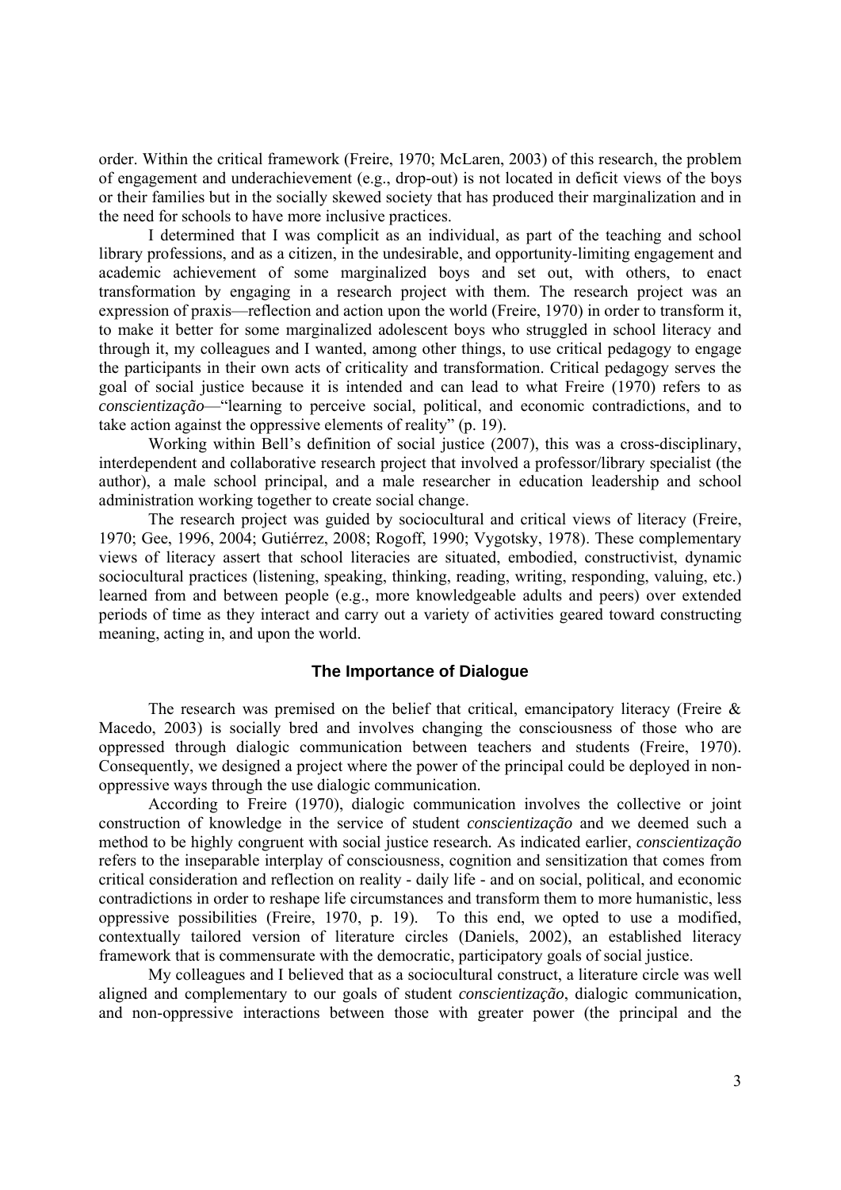order. Within the critical framework (Freire, 1970; McLaren, 2003) of this research, the problem of engagement and underachievement (e.g., drop-out) is not located in deficit views of the boys or their families but in the socially skewed society that has produced their marginalization and in the need for schools to have more inclusive practices.

I determined that I was complicit as an individual, as part of the teaching and school library professions, and as a citizen, in the undesirable, and opportunity-limiting engagement and academic achievement of some marginalized boys and set out, with others, to enact transformation by engaging in a research project with them. The research project was an expression of praxis—reflection and action upon the world (Freire, 1970) in order to transform it, to make it better for some marginalized adolescent boys who struggled in school literacy and through it, my colleagues and I wanted, among other things, to use critical pedagogy to engage the participants in their own acts of criticality and transformation. Critical pedagogy serves the goal of social justice because it is intended and can lead to what Freire (1970) refers to as *conscientização*—"learning to perceive social, political, and economic contradictions, and to take action against the oppressive elements of reality" (p. 19).

Working within Bell's definition of social justice (2007), this was a cross-disciplinary, interdependent and collaborative research project that involved a professor/library specialist (the author), a male school principal, and a male researcher in education leadership and school administration working together to create social change.

The research project was guided by sociocultural and critical views of literacy (Freire, 1970; Gee, 1996, 2004; Gutiérrez, 2008; Rogoff, 1990; Vygotsky, 1978). These complementary views of literacy assert that school literacies are situated, embodied, constructivist, dynamic sociocultural practices (listening, speaking, thinking, reading, writing, responding, valuing, etc.) learned from and between people (e.g., more knowledgeable adults and peers) over extended periods of time as they interact and carry out a variety of activities geared toward constructing meaning, acting in, and upon the world.

## The Importance of Dialogue

The research was premised on the belief that critical, emancipatory literacy (Freire & Macedo, 2003) is socially bred and involves changing the consciousness of those who are oppressed through dialogic communication between teachers and students (Freire, 1970). Consequently, we designed a project where the power of the principal could be deployed in non-oppressive ways through the use dialogic communication.

According to Freire (1970), dialogic communication involves the collective or joint construction of knowledge in the service of student *conscientização* and we deemed such a method to be highly congruent with social justice research. As indicated earlier, *conscientização* refers to the inseparable interplay of consciousness, cognition and sensitization that comes from critical consideration and reflection on reality - daily life - and on social, political, and economic contradictions in order to reshape life circumstances and transform them to more humanistic, less oppressive possibilities (Freire, 1970, p. 19). To this end, we opted to use a modified, contextually tailored version of literature circles (Daniels, 2002), an established literacy framework that is commensurate with the democratic, participatory goals of social justice.

My colleagues and I believed that as a sociocultural construct, a literature circle was well aligned and complementary to our goals of student *conscientização*, dialogic communication, and non-oppressive interactions between those with greater power (the principal and the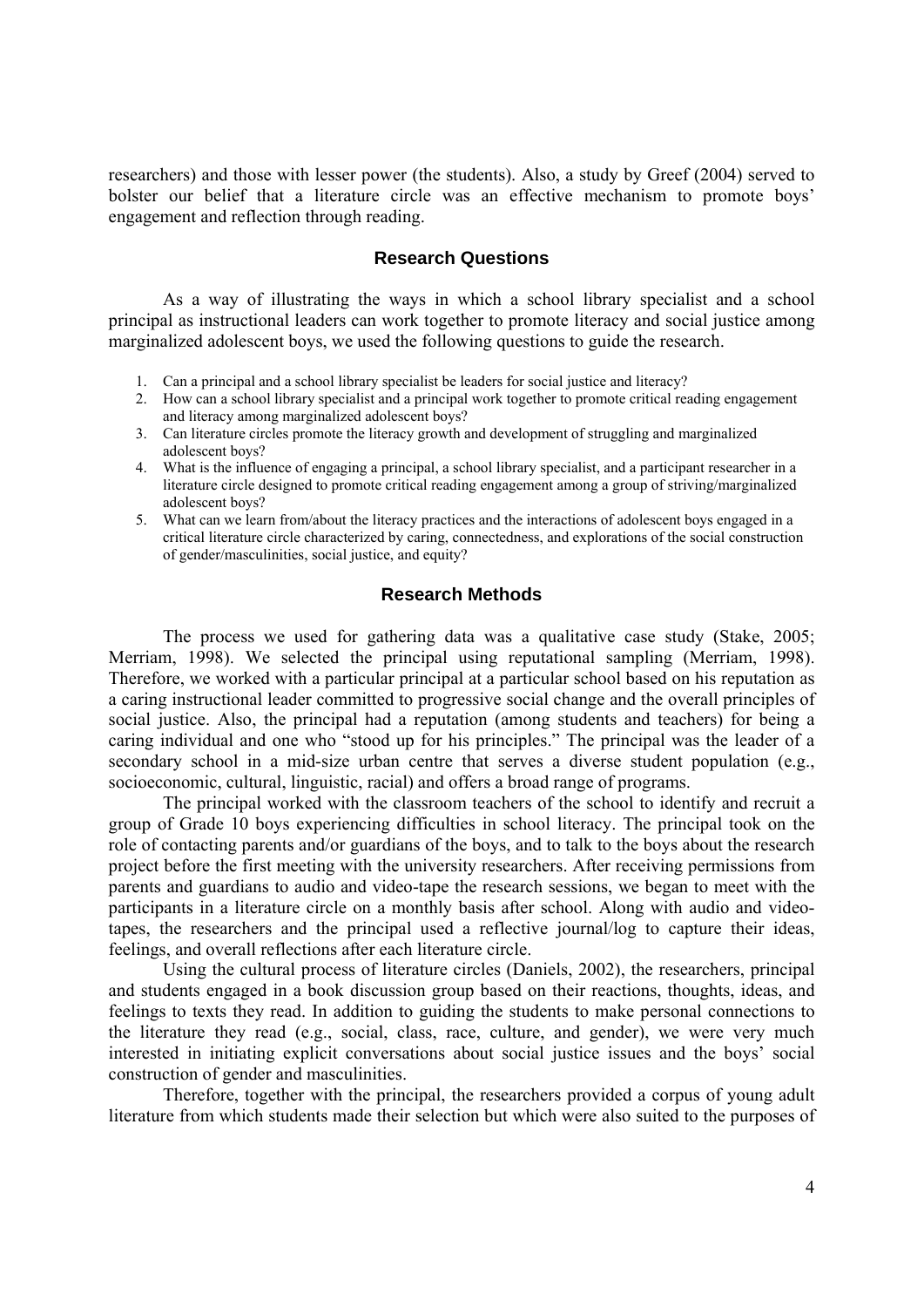researchers) and those with lesser power (the students). Also, a study by Greef (2004) served to bolster our belief that a literature circle was an effective mechanism to promote boys' engagement and reflection through reading.

## Research Questions

As a way of illustrating the ways in which a school library specialist and a school principal as instructional leaders can work together to promote literacy and social justice among marginalized adolescent boys, we used the following questions to guide the research.

1. Can a principal and a school library specialist be leaders for social justice and literacy?
2. How can a school library specialist and a principal work together to promote critical reading engagement and literacy among marginalized adolescent boys?
3. Can literature circles promote the literacy growth and development of struggling and marginalized adolescent boys?
4. What is the influence of engaging a principal, a school library specialist, and a participant researcher in a literature circle designed to promote critical reading engagement among a group of striving/marginalized adolescent boys?
5. What can we learn from/about the literacy practices and the interactions of adolescent boys engaged in a critical literature circle characterized by caring, connectedness, and explorations of the social construction of gender/masculinities, social justice, and equity?

## Research Methods

The process we used for gathering data was a qualitative case study (Stake, 2005; Merriam, 1998). We selected the principal using reputational sampling (Merriam, 1998). Therefore, we worked with a particular principal at a particular school based on his reputation as a caring instructional leader committed to progressive social change and the overall principles of social justice. Also, the principal had a reputation (among students and teachers) for being a caring individual and one who "stood up for his principles." The principal was the leader of a secondary school in a mid-size urban centre that serves a diverse student population (e.g., socioeconomic, cultural, linguistic, racial) and offers a broad range of programs.

The principal worked with the classroom teachers of the school to identify and recruit a group of Grade 10 boys experiencing difficulties in school literacy. The principal took on the role of contacting parents and/or guardians of the boys, and to talk to the boys about the research project before the first meeting with the university researchers. After receiving permissions from parents and guardians to audio and video-tape the research sessions, we began to meet with the participants in a literature circle on a monthly basis after school. Along with audio and video-tapes, the researchers and the principal used a reflective journal/log to capture their ideas, feelings, and overall reflections after each literature circle.

Using the cultural process of literature circles (Daniels, 2002), the researchers, principal and students engaged in a book discussion group based on their reactions, thoughts, ideas, and feelings to texts they read. In addition to guiding the students to make personal connections to the literature they read (e.g., social, class, race, culture, and gender), we were very much interested in initiating explicit conversations about social justice issues and the boys' social construction of gender and masculinities.

Therefore, together with the principal, the researchers provided a corpus of young adult literature from which students made their selection but which were also suited to the purposes of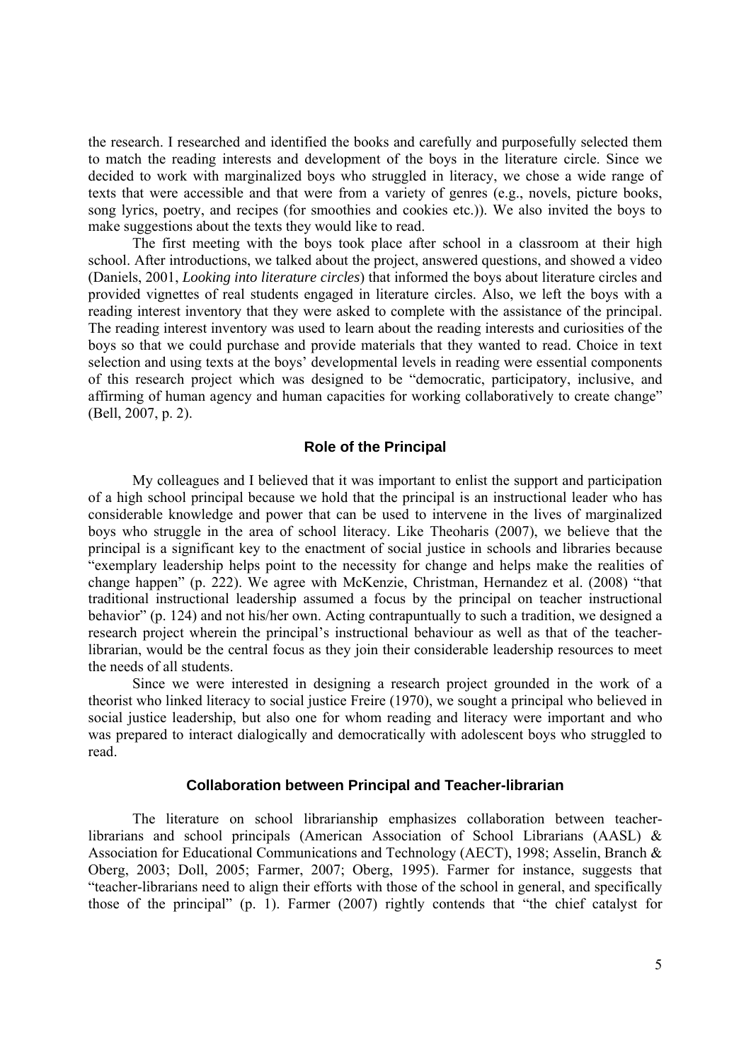the research. I researched and identified the books and carefully and purposefully selected them to match the reading interests and development of the boys in the literature circle. Since we decided to work with marginalized boys who struggled in literacy, we chose a wide range of texts that were accessible and that were from a variety of genres (e.g., novels, picture books, song lyrics, poetry, and recipes (for smoothies and cookies etc.)). We also invited the boys to make suggestions about the texts they would like to read.

The first meeting with the boys took place after school in a classroom at their high school. After introductions, we talked about the project, answered questions, and showed a video (Daniels, 2001, *Looking into literature circles*) that informed the boys about literature circles and provided vignettes of real students engaged in literature circles. Also, we left the boys with a reading interest inventory that they were asked to complete with the assistance of the principal. The reading interest inventory was used to learn about the reading interests and curiosities of the boys so that we could purchase and provide materials that they wanted to read. Choice in text selection and using texts at the boys' developmental levels in reading were essential components of this research project which was designed to be "democratic, participatory, inclusive, and affirming of human agency and human capacities for working collaboratively to create change" (Bell, 2007, p. 2).

## Role of the Principal

My colleagues and I believed that it was important to enlist the support and participation of a high school principal because we hold that the principal is an instructional leader who has considerable knowledge and power that can be used to intervene in the lives of marginalized boys who struggle in the area of school literacy. Like Theoharis (2007), we believe that the principal is a significant key to the enactment of social justice in schools and libraries because "exemplary leadership helps point to the necessity for change and helps make the realities of change happen" (p. 222). We agree with McKenzie, Christman, Hernandez et al. (2008) "that traditional instructional leadership assumed a focus by the principal on teacher instructional behavior" (p. 124) and not his/her own. Acting contrapuntually to such a tradition, we designed a research project wherein the principal's instructional behaviour as well as that of the teacher-librarian, would be the central focus as they join their considerable leadership resources to meet the needs of all students.

Since we were interested in designing a research project grounded in the work of a theorist who linked literacy to social justice Freire (1970), we sought a principal who believed in social justice leadership, but also one for whom reading and literacy were important and who was prepared to interact dialogically and democratically with adolescent boys who struggled to read.

## Collaboration between Principal and Teacher-librarian

The literature on school librarianship emphasizes collaboration between teacher-librarians and school principals (American Association of School Librarians (AASL) & Association for Educational Communications and Technology (AECT), 1998; Asselin, Branch & Oberg, 2003; Doll, 2005; Farmer, 2007; Oberg, 1995). Farmer for instance, suggests that "teacher-librarians need to align their efforts with those of the school in general, and specifically those of the principal" (p. 1). Farmer (2007) rightly contends that "the chief catalyst for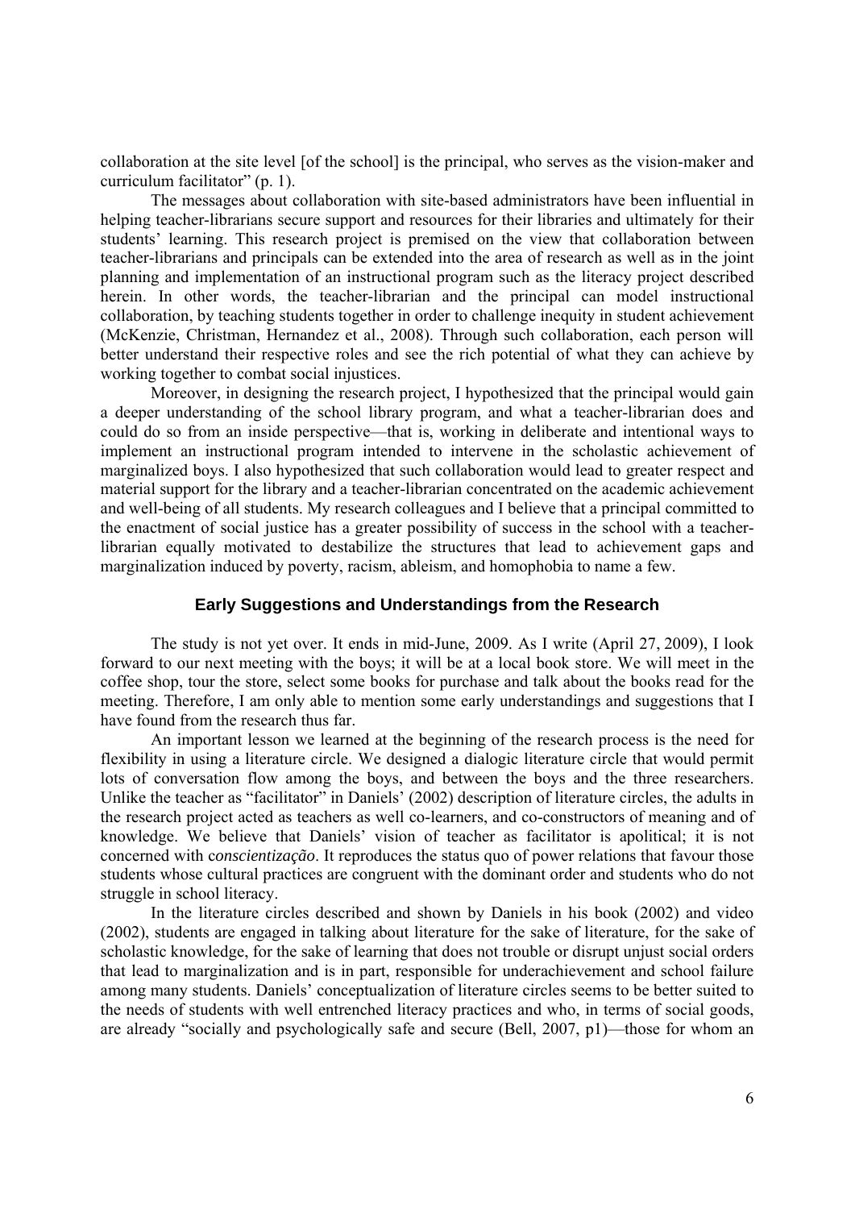collaboration at the site level [of the school] is the principal, who serves as the vision-maker and curriculum facilitator" (p. 1).

The messages about collaboration with site-based administrators have been influential in helping teacher-librarians secure support and resources for their libraries and ultimately for their students' learning. This research project is premised on the view that collaboration between teacher-librarians and principals can be extended into the area of research as well as in the joint planning and implementation of an instructional program such as the literacy project described herein. In other words, the teacher-librarian and the principal can model instructional collaboration, by teaching students together in order to challenge inequity in student achievement (McKenzie, Christman, Hernandez et al., 2008). Through such collaboration, each person will better understand their respective roles and see the rich potential of what they can achieve by working together to combat social injustices.

Moreover, in designing the research project, I hypothesized that the principal would gain a deeper understanding of the school library program, and what a teacher-librarian does and could do so from an inside perspective—that is, working in deliberate and intentional ways to implement an instructional program intended to intervene in the scholastic achievement of marginalized boys. I also hypothesized that such collaboration would lead to greater respect and material support for the library and a teacher-librarian concentrated on the academic achievement and well-being of all students. My research colleagues and I believe that a principal committed to the enactment of social justice has a greater possibility of success in the school with a teacher-librarian equally motivated to destabilize the structures that lead to achievement gaps and marginalization induced by poverty, racism, ableism, and homophobia to name a few.

## Early Suggestions and Understandings from the Research

The study is not yet over. It ends in mid-June, 2009. As I write (April 27, 2009), I look forward to our next meeting with the boys; it will be at a local book store. We will meet in the coffee shop, tour the store, select some books for purchase and talk about the books read for the meeting. Therefore, I am only able to mention some early understandings and suggestions that I have found from the research thus far.

An important lesson we learned at the beginning of the research process is the need for flexibility in using a literature circle. We designed a dialogic literature circle that would permit lots of conversation flow among the boys, and between the boys and the three researchers. Unlike the teacher as "facilitator" in Daniels' (2002) description of literature circles, the adults in the research project acted as teachers as well co-learners, and co-constructors of meaning and of knowledge. We believe that Daniels' vision of teacher as facilitator is apolitical; it is not concerned with c*onscientização*. It reproduces the status quo of power relations that favour those students whose cultural practices are congruent with the dominant order and students who do not struggle in school literacy.

In the literature circles described and shown by Daniels in his book (2002) and video (2002), students are engaged in talking about literature for the sake of literature, for the sake of scholastic knowledge, for the sake of learning that does not trouble or disrupt unjust social orders that lead to marginalization and is in part, responsible for underachievement and school failure among many students. Daniels' conceptualization of literature circles seems to be better suited to the needs of students with well entrenched literacy practices and who, in terms of social goods, are already "socially and psychologically safe and secure (Bell, 2007, p1)—those for whom an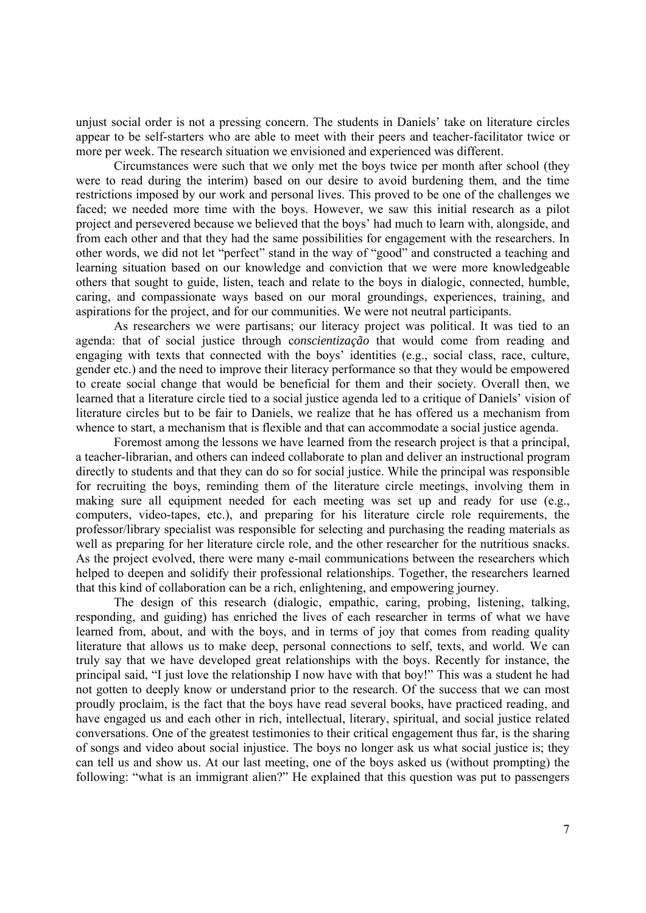unjust social order is not a pressing concern. The students in Daniels' take on literature circles appear to be self-starters who are able to meet with their peers and teacher-facilitator twice or more per week. The research situation we envisioned and experienced was different.

Circumstances were such that we only met the boys twice per month after school (they were to read during the interim) based on our desire to avoid burdening them, and the time restrictions imposed by our work and personal lives. This proved to be one of the challenges we faced; we needed more time with the boys. However, we saw this initial research as a pilot project and persevered because we believed that the boys' had much to learn with, alongside, and from each other and that they had the same possibilities for engagement with the researchers. In other words, we did not let "perfect" stand in the way of "good" and constructed a teaching and learning situation based on our knowledge and conviction that we were more knowledgeable others that sought to guide, listen, teach and relate to the boys in dialogic, connected, humble, caring, and compassionate ways based on our moral groundings, experiences, training, and aspirations for the project, and for our communities. We were not neutral participants.

As researchers we were partisans; our literacy project was political. It was tied to an agenda: that of social justice through *conscientização* that would come from reading and engaging with texts that connected with the boys' identities (e.g., social class, race, culture, gender etc.) and the need to improve their literacy performance so that they would be empowered to create social change that would be beneficial for them and their society. Overall then, we learned that a literature circle tied to a social justice agenda led to a critique of Daniels' vision of literature circles but to be fair to Daniels, we realize that he has offered us a mechanism from whence to start, a mechanism that is flexible and that can accommodate a social justice agenda.

Foremost among the lessons we have learned from the research project is that a principal, a teacher-librarian, and others can indeed collaborate to plan and deliver an instructional program directly to students and that they can do so for social justice. While the principal was responsible for recruiting the boys, reminding them of the literature circle meetings, involving them in making sure all equipment needed for each meeting was set up and ready for use (e.g., computers, video-tapes, etc.), and preparing for his literature circle role requirements, the professor/library specialist was responsible for selecting and purchasing the reading materials as well as preparing for her literature circle role, and the other researcher for the nutritious snacks. As the project evolved, there were many e-mail communications between the researchers which helped to deepen and solidify their professional relationships. Together, the researchers learned that this kind of collaboration can be a rich, enlightening, and empowering journey.

The design of this research (dialogic, empathic, caring, probing, listening, talking, responding, and guiding) has enriched the lives of each researcher in terms of what we have learned from, about, and with the boys, and in terms of joy that comes from reading quality literature that allows us to make deep, personal connections to self, texts, and world. We can truly say that we have developed great relationships with the boys. Recently for instance, the principal said, "I just love the relationship I now have with that boy!" This was a student he had not gotten to deeply know or understand prior to the research. Of the success that we can most proudly proclaim, is the fact that the boys have read several books, have practiced reading, and have engaged us and each other in rich, intellectual, literary, spiritual, and social justice related conversations. One of the greatest testimonies to their critical engagement thus far, is the sharing of songs and video about social injustice. The boys no longer ask us what social justice is; they can tell us and show us. At our last meeting, one of the boys asked us (without prompting) the following: "what is an immigrant alien?" He explained that this question was put to passengers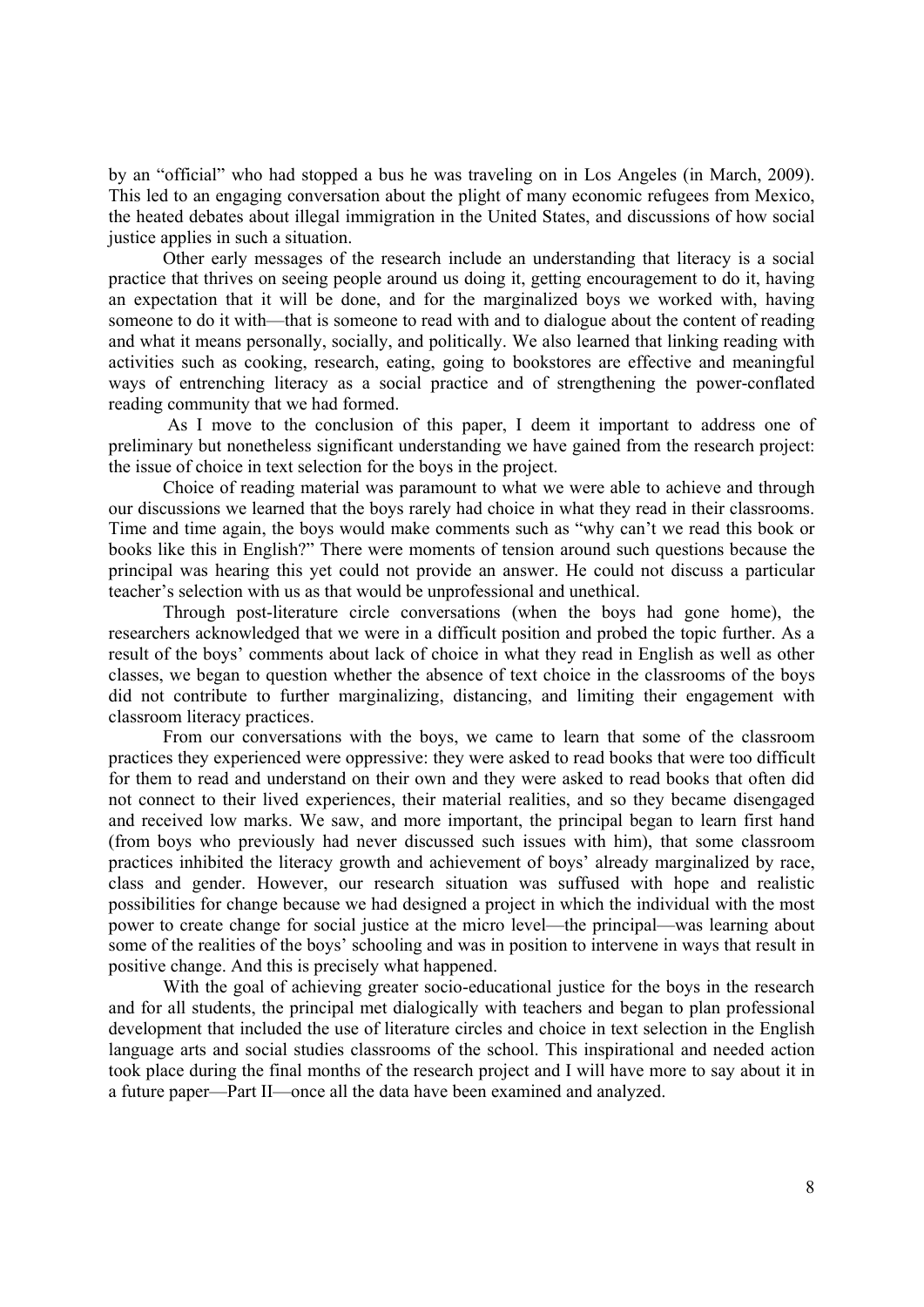by an "official" who had stopped a bus he was traveling on in Los Angeles (in March, 2009). This led to an engaging conversation about the plight of many economic refugees from Mexico, the heated debates about illegal immigration in the United States, and discussions of how social justice applies in such a situation.

Other early messages of the research include an understanding that literacy is a social practice that thrives on seeing people around us doing it, getting encouragement to do it, having an expectation that it will be done, and for the marginalized boys we worked with, having someone to do it with—that is someone to read with and to dialogue about the content of reading and what it means personally, socially, and politically. We also learned that linking reading with activities such as cooking, research, eating, going to bookstores are effective and meaningful ways of entrenching literacy as a social practice and of strengthening the power-conflated reading community that we had formed.

As I move to the conclusion of this paper, I deem it important to address one of preliminary but nonetheless significant understanding we have gained from the research project: the issue of choice in text selection for the boys in the project.

Choice of reading material was paramount to what we were able to achieve and through our discussions we learned that the boys rarely had choice in what they read in their classrooms. Time and time again, the boys would make comments such as "why can't we read this book or books like this in English?" There were moments of tension around such questions because the principal was hearing this yet could not provide an answer. He could not discuss a particular teacher's selection with us as that would be unprofessional and unethical.

Through post-literature circle conversations (when the boys had gone home), the researchers acknowledged that we were in a difficult position and probed the topic further. As a result of the boys' comments about lack of choice in what they read in English as well as other classes, we began to question whether the absence of text choice in the classrooms of the boys did not contribute to further marginalizing, distancing, and limiting their engagement with classroom literacy practices.

From our conversations with the boys, we came to learn that some of the classroom practices they experienced were oppressive: they were asked to read books that were too difficult for them to read and understand on their own and they were asked to read books that often did not connect to their lived experiences, their material realities, and so they became disengaged and received low marks. We saw, and more important, the principal began to learn first hand (from boys who previously had never discussed such issues with him), that some classroom practices inhibited the literacy growth and achievement of boys' already marginalized by race, class and gender. However, our research situation was suffused with hope and realistic possibilities for change because we had designed a project in which the individual with the most power to create change for social justice at the micro level—the principal—was learning about some of the realities of the boys' schooling and was in position to intervene in ways that result in positive change. And this is precisely what happened.

With the goal of achieving greater socio-educational justice for the boys in the research and for all students, the principal met dialogically with teachers and began to plan professional development that included the use of literature circles and choice in text selection in the English language arts and social studies classrooms of the school. This inspirational and needed action took place during the final months of the research project and I will have more to say about it in a future paper—Part II—once all the data have been examined and analyzed.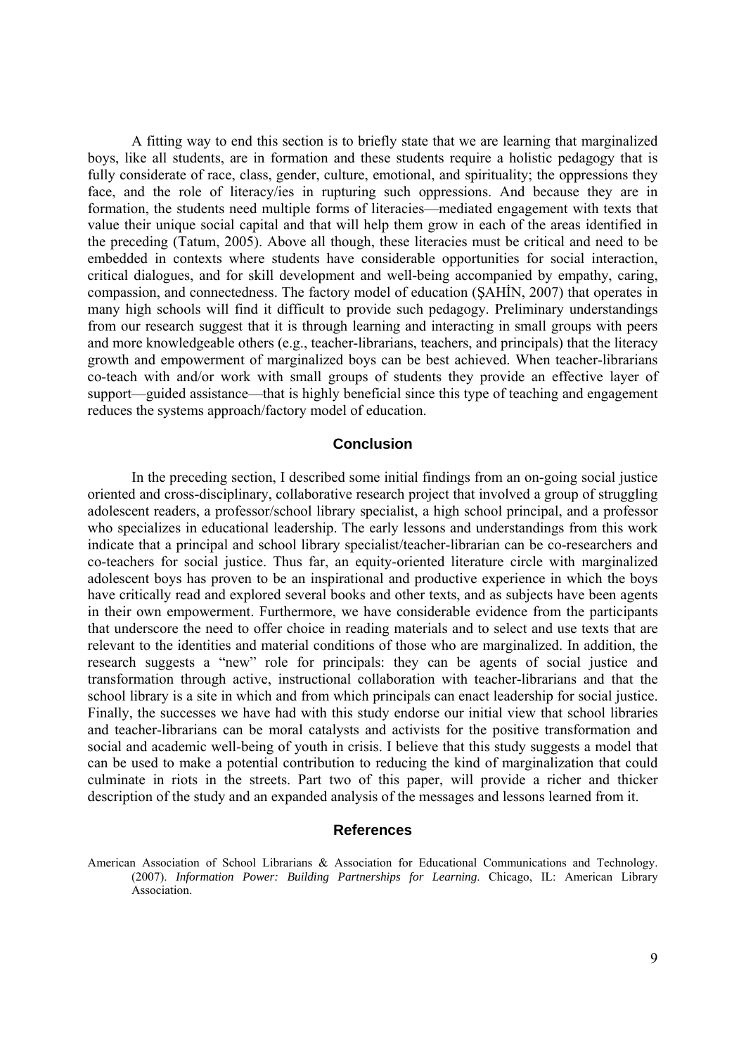A fitting way to end this section is to briefly state that we are learning that marginalized boys, like all students, are in formation and these students require a holistic pedagogy that is fully considerate of race, class, gender, culture, emotional, and spirituality; the oppressions they face, and the role of literacy/ies in rupturing such oppressions. And because they are in formation, the students need multiple forms of literacies—mediated engagement with texts that value their unique social capital and that will help them grow in each of the areas identified in the preceding (Tatum, 2005). Above all though, these literacies must be critical and need to be embedded in contexts where students have considerable opportunities for social interaction, critical dialogues, and for skill development and well-being accompanied by empathy, caring, compassion, and connectedness. The factory model of education (ŞAHİN, 2007) that operates in many high schools will find it difficult to provide such pedagogy. Preliminary understandings from our research suggest that it is through learning and interacting in small groups with peers and more knowledgeable others (e.g., teacher-librarians, teachers, and principals) that the literacy growth and empowerment of marginalized boys can be best achieved. When teacher-librarians co-teach with and/or work with small groups of students they provide an effective layer of support—guided assistance—that is highly beneficial since this type of teaching and engagement reduces the systems approach/factory model of education.

## Conclusion

In the preceding section, I described some initial findings from an on-going social justice oriented and cross-disciplinary, collaborative research project that involved a group of struggling adolescent readers, a professor/school library specialist, a high school principal, and a professor who specializes in educational leadership. The early lessons and understandings from this work indicate that a principal and school library specialist/teacher-librarian can be co-researchers and co-teachers for social justice. Thus far, an equity-oriented literature circle with marginalized adolescent boys has proven to be an inspirational and productive experience in which the boys have critically read and explored several books and other texts, and as subjects have been agents in their own empowerment. Furthermore, we have considerable evidence from the participants that underscore the need to offer choice in reading materials and to select and use texts that are relevant to the identities and material conditions of those who are marginalized. In addition, the research suggests a "new" role for principals: they can be agents of social justice and transformation through active, instructional collaboration with teacher-librarians and that the school library is a site in which and from which principals can enact leadership for social justice. Finally, the successes we have had with this study endorse our initial view that school libraries and teacher-librarians can be moral catalysts and activists for the positive transformation and social and academic well-being of youth in crisis. I believe that this study suggests a model that can be used to make a potential contribution to reducing the kind of marginalization that could culminate in riots in the streets. Part two of this paper, will provide a richer and thicker description of the study and an expanded analysis of the messages and lessons learned from it.

## References

American Association of School Librarians & Association for Educational Communications and Technology. (2007). *Information Power: Building Partnerships for Learning*. Chicago, IL: American Library Association.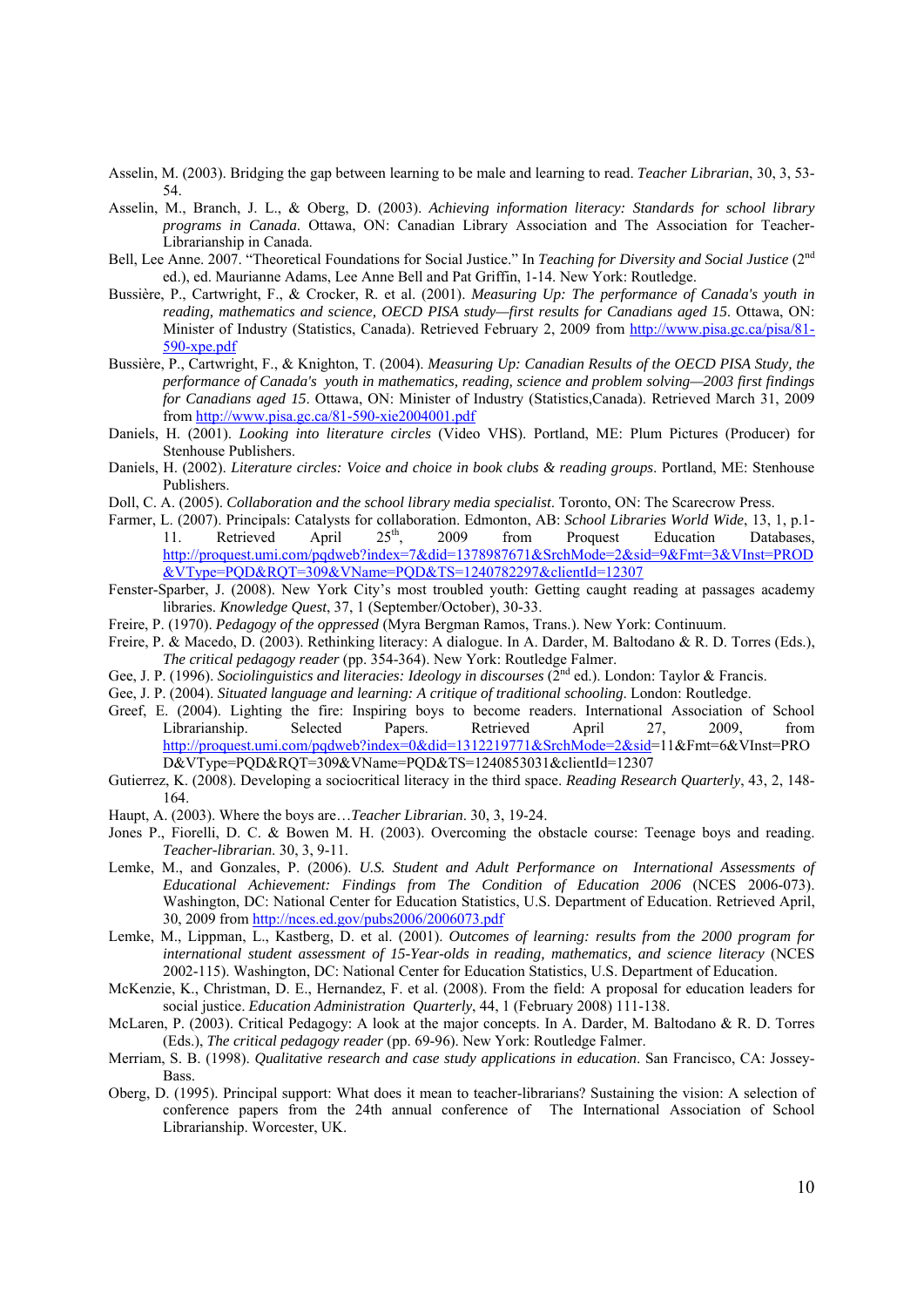Asselin, M. (2003). Bridging the gap between learning to be male and learning to read. *Teacher Librarian*, 30, 3, 53-54.

Asselin, M., Branch, J. L., & Oberg, D. (2003). *Achieving information literacy: Standards for school library programs in Canada*. Ottawa, ON: Canadian Library Association and The Association for Teacher-Librarianship in Canada.

Bell, Lee Anne. 2007. "Theoretical Foundations for Social Justice." In *Teaching for Diversity and Social Justice* (2nd ed.), ed. Maurianne Adams, Lee Anne Bell and Pat Griffin, 1-14. New York: Routledge.

Bussière, P., Cartwright, F., & Crocker, R. et al. (2001). *Measuring Up: The performance of Canada's youth in reading, mathematics and science, OECD PISA study—first results for Canadians aged 15*. Ottawa, ON: Minister of Industry (Statistics, Canada). Retrieved February 2, 2009 from http://www.pisa.gc.ca/pisa/81-590-xpe.pdf

Bussière, P., Cartwright, F., & Knighton, T. (2004). *Measuring Up: Canadian Results of the OECD PISA Study, the performance of Canada's youth in mathematics, reading, science and problem solving—2003 first findings for Canadians aged 15*. Ottawa, ON: Minister of Industry (Statistics,Canada). Retrieved March 31, 2009 from http://www.pisa.gc.ca/81-590-xie2004001.pdf

Daniels, H. (2001). *Looking into literature circles* (Video VHS). Portland, ME: Plum Pictures (Producer) for Stenhouse Publishers.

Daniels, H. (2002). *Literature circles: Voice and choice in book clubs & reading groups*. Portland, ME: Stenhouse Publishers.

Doll, C. A. (2005). *Collaboration and the school library media specialist*. Toronto, ON: The Scarecrow Press.

Farmer, L. (2007). Principals: Catalysts for collaboration. Edmonton, AB: *School Libraries World Wide*, 13, 1, p.1-11. Retrieved April 25th, 2009 from Proquest Education Databases, http://proquest.umi.com/pqdweb?index=7&did=1378987671&SrchMode=2&sid=9&Fmt=3&VInst=PROD&VType=PQD&RQT=309&VName=PQD&TS=1240782297&clientId=12307

Fenster-Sparber, J. (2008). New York City's most troubled youth: Getting caught reading at passages academy libraries. *Knowledge Quest*, 37, 1 (September/October), 30-33.

Freire, P. (1970). *Pedagogy of the oppressed* (Myra Bergman Ramos, Trans.). New York: Continuum.

Freire, P. & Macedo, D. (2003). Rethinking literacy: A dialogue. In A. Darder, M. Baltodano & R. D. Torres (Eds.), *The critical pedagogy reader* (pp. 354-364). New York: Routledge Falmer.

Gee, J. P. (1996). *Sociolinguistics and literacies: Ideology in discourses* (2nd ed.). London: Taylor & Francis.

Gee, J. P. (2004). *Situated language and learning: A critique of traditional schooling*. London: Routledge.

Greef, E. (2004). Lighting the fire: Inspiring boys to become readers. International Association of School Librarianship. Selected Papers. Retrieved April 27, 2009, from http://proquest.umi.com/pqdweb?index=0&did=1312219771&SrchMode=2&sid=11&Fmt=6&VInst=PROD&VType=PQD&RQT=309&VName=PQD&TS=1240853031&clientId=12307

Gutierrez, K. (2008). Developing a sociocritical literacy in the third space. *Reading Research Quarterly*, 43, 2, 148-164.

Haupt, A. (2003). Where the boys are…*Teacher Librarian*. 30, 3, 19-24.

Jones P., Fiorelli, D. C. & Bowen M. H. (2003). Overcoming the obstacle course: Teenage boys and reading. *Teacher-librarian*. 30, 3, 9-11.

Lemke, M., and Gonzales, P. (2006). *U.S. Student and Adult Performance on International Assessments of Educational Achievement: Findings from The Condition of Education 2006* (NCES 2006-073). Washington, DC: National Center for Education Statistics, U.S. Department of Education. Retrieved April, 30, 2009 from http://nces.ed.gov/pubs2006/2006073.pdf

Lemke, M., Lippman, L., Kastberg, D. et al. (2001). *Outcomes of learning: results from the 2000 program for international student assessment of 15-Year-olds in reading, mathematics, and science literacy* (NCES 2002-115). Washington, DC: National Center for Education Statistics, U.S. Department of Education.

McKenzie, K., Christman, D. E., Hernandez, F. et al. (2008). From the field: A proposal for education leaders for social justice. *Education Administration Quarterly*, 44, 1 (February 2008) 111-138.

McLaren, P. (2003). Critical Pedagogy: A look at the major concepts. In A. Darder, M. Baltodano & R. D. Torres (Eds.), *The critical pedagogy reader* (pp. 69-96). New York: Routledge Falmer.

Merriam, S. B. (1998). *Qualitative research and case study applications in education*. San Francisco, CA: Jossey-Bass.

Oberg, D. (1995). Principal support: What does it mean to teacher-librarians? Sustaining the vision: A selection of conference papers from the 24th annual conference of The International Association of School Librarianship. Worcester, UK.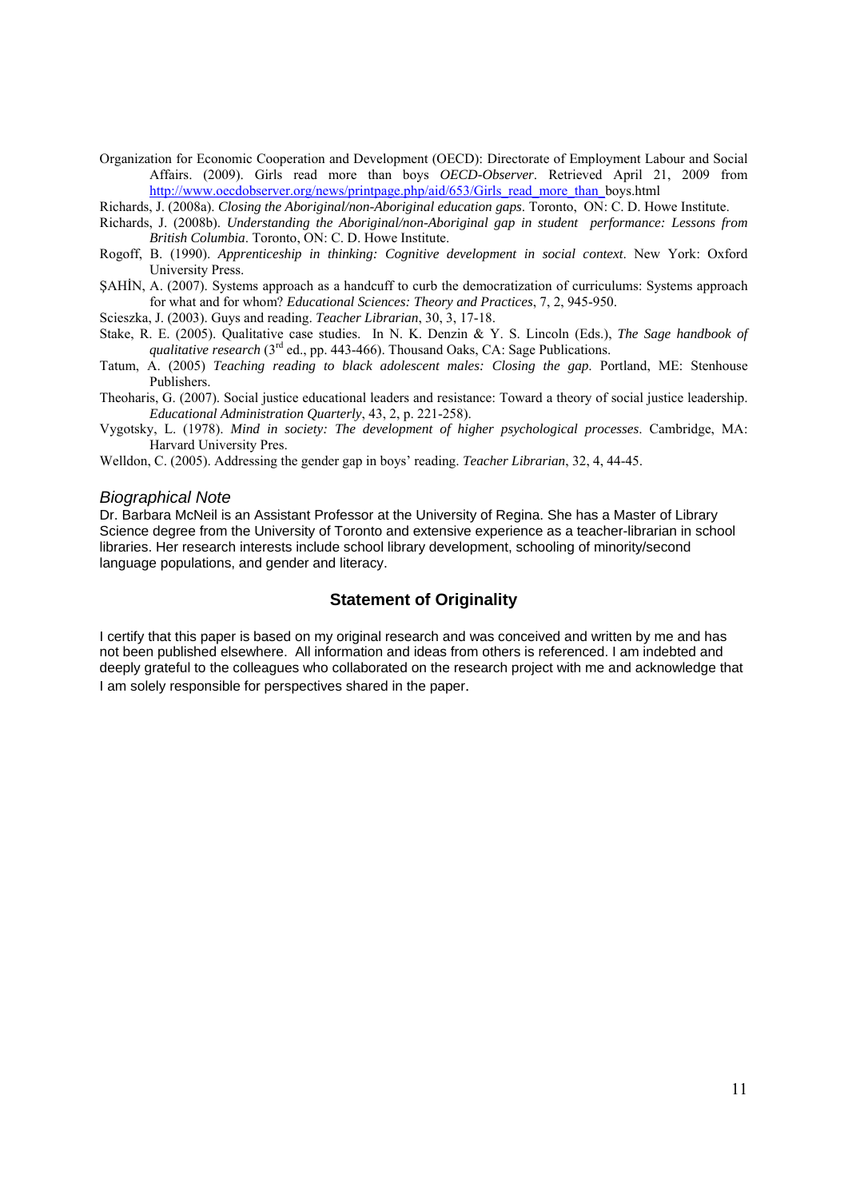Organization for Economic Cooperation and Development (OECD): Directorate of Employment Labour and Social Affairs. (2009). Girls read more than boys *OECD-Observer*. Retrieved April 21, 2009 from http://www.oecdobserver.org/news/printpage.php/aid/653/Girls_read_more_than_boys.html

Richards, J. (2008a). *Closing the Aboriginal/non-Aboriginal education gaps*. Toronto, ON: C. D. Howe Institute.

Richards, J. (2008b). *Understanding the Aboriginal/non-Aboriginal gap in student performance: Lessons from British Columbia*. Toronto, ON: C. D. Howe Institute.

Rogoff, B. (1990). *Apprenticeship in thinking: Cognitive development in social context*. New York: Oxford University Press.

ŞAHİN, A. (2007). Systems approach as a handcuff to curb the democratization of curriculums: Systems approach for what and for whom? *Educational Sciences: Theory and Practices*, 7, 2, 945-950.

Scieszka, J. (2003). Guys and reading. *Teacher Librarian*, 30, 3, 17-18.

Stake, R. E. (2005). Qualitative case studies. In N. K. Denzin & Y. S. Lincoln (Eds.), *The Sage handbook of qualitative research* (3rd ed., pp. 443-466). Thousand Oaks, CA: Sage Publications.

Tatum, A. (2005) *Teaching reading to black adolescent males: Closing the gap*. Portland, ME: Stenhouse Publishers.

Theoharis, G. (2007). Social justice educational leaders and resistance: Toward a theory of social justice leadership. *Educational Administration Quarterly*, 43, 2, p. 221-258).

Vygotsky, L. (1978). *Mind in society: The development of higher psychological processes*. Cambridge, MA: Harvard University Pres.

Welldon, C. (2005). Addressing the gender gap in boys' reading. *Teacher Librarian*, 32, 4, 44-45.

### *Biographical Note*

Dr. Barbara McNeil is an Assistant Professor at the University of Regina. She has a Master of Library Science degree from the University of Toronto and extensive experience as a teacher-librarian in school libraries. Her research interests include school library development, schooling of minority/second language populations, and gender and literacy.

## Statement of Originality

I certify that this paper is based on my original research and was conceived and written by me and has not been published elsewhere. All information and ideas from others is referenced. I am indebted and deeply grateful to the colleagues who collaborated on the research project with me and acknowledge that I am solely responsible for perspectives shared in the paper.